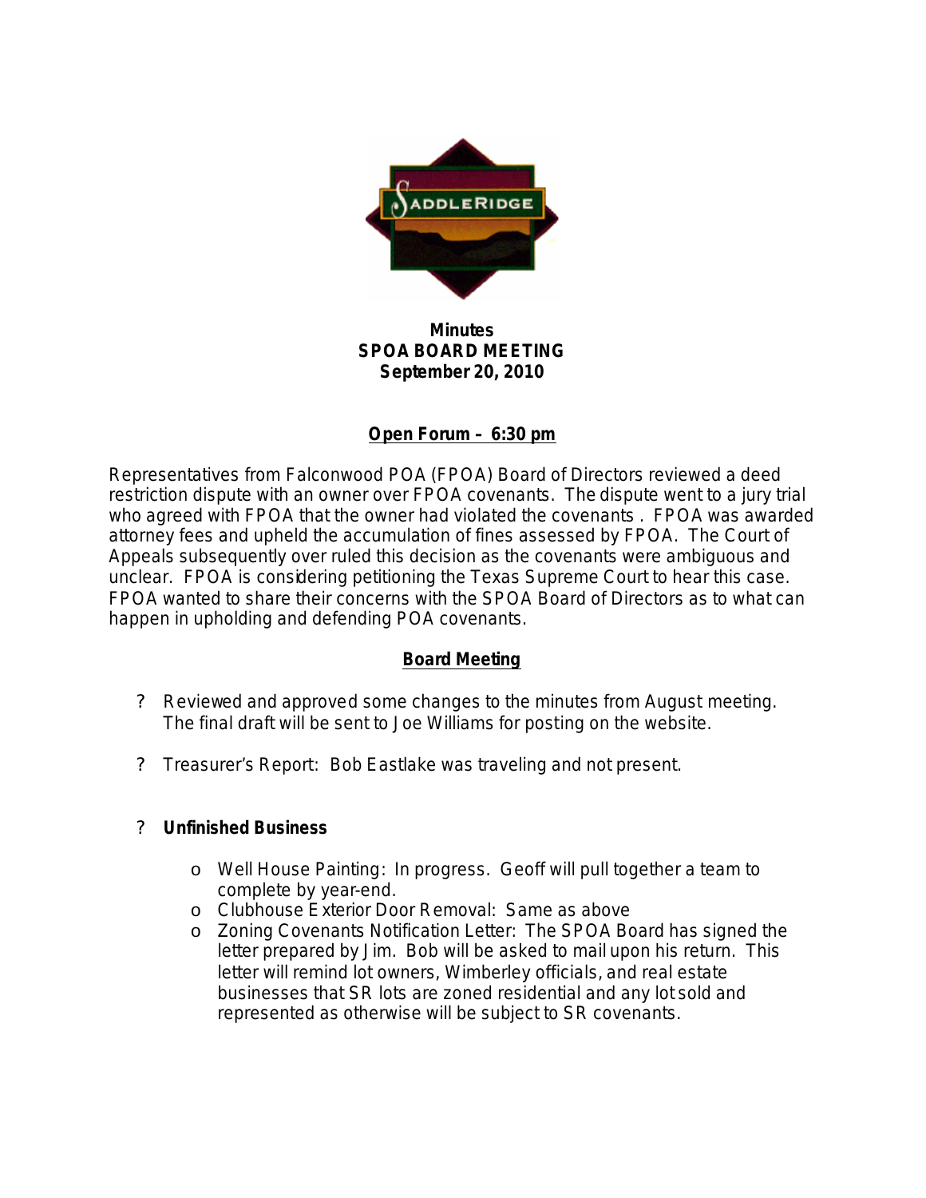**Minutes**
**SPOA BOARD MEETING**
**September 20, 2010**

## Open Forum – 6:30 pm

Representatives from Falconwood POA (FPOA) Board of Directors reviewed a deed restriction dispute with an owner over FPOA covenants. The dispute went to a jury trial who agreed with FPOA that the owner had violated the covenants . FPOA was awarded attorney fees and upheld the accumulation of fines assessed by FPOA. The Court of Appeals subsequently over ruled this decision as the covenants were ambiguous and unclear. FPOA is considering petitioning the Texas Supreme Court to hear this case. FPOA wanted to share their concerns with the SPOA Board of Directors as to what can happen in upholding and defending POA covenants.

## Board Meeting

- Reviewed and approved some changes to the minutes from August meeting. The final draft will be sent to Joe Williams for posting on the website.
- Treasurer's Report: Bob Eastlake was traveling and not present.
- **Unfinished Business**
  - Well House Painting: In progress. Geoff will pull together a team to complete by year-end.
  - Clubhouse Exterior Door Removal: Same as above
  - Zoning Covenants Notification Letter: The SPOA Board has signed the letter prepared by Jim. Bob will be asked to mail upon his return. This letter will remind lot owners, Wimberley officials, and real estate businesses that SR lots are zoned residential and any lot sold and represented as otherwise will be subject to SR covenants.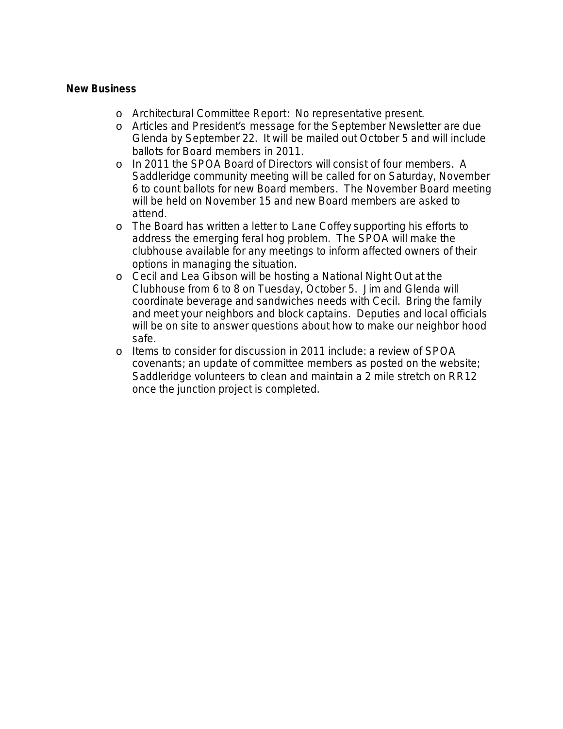**New Business**

- Architectural Committee Report: No representative present.
- Articles and President's message for the September Newsletter are due Glenda by September 22. It will be mailed out October 5 and will include ballots for Board members in 2011.
- In 2011 the SPOA Board of Directors will consist of four members. A Saddleridge community meeting will be called for on Saturday, November 6 to count ballots for new Board members. The November Board meeting will be held on November 15 and new Board members are asked to attend.
- The Board has written a letter to Lane Coffey supporting his efforts to address the emerging feral hog problem. The SPOA will make the clubhouse available for any meetings to inform affected owners of their options in managing the situation.
- Cecil and Lea Gibson will be hosting a National Night Out at the Clubhouse from 6 to 8 on Tuesday, October 5. Jim and Glenda will coordinate beverage and sandwiches needs with Cecil. Bring the family and meet your neighbors and block captains. Deputies and local officials will be on site to answer questions about how to make our neighbor hood safe.
- Items to consider for discussion in 2011 include: a review of SPOA covenants; an update of committee members as posted on the website; Saddleridge volunteers to clean and maintain a 2 mile stretch on RR12 once the junction project is completed.